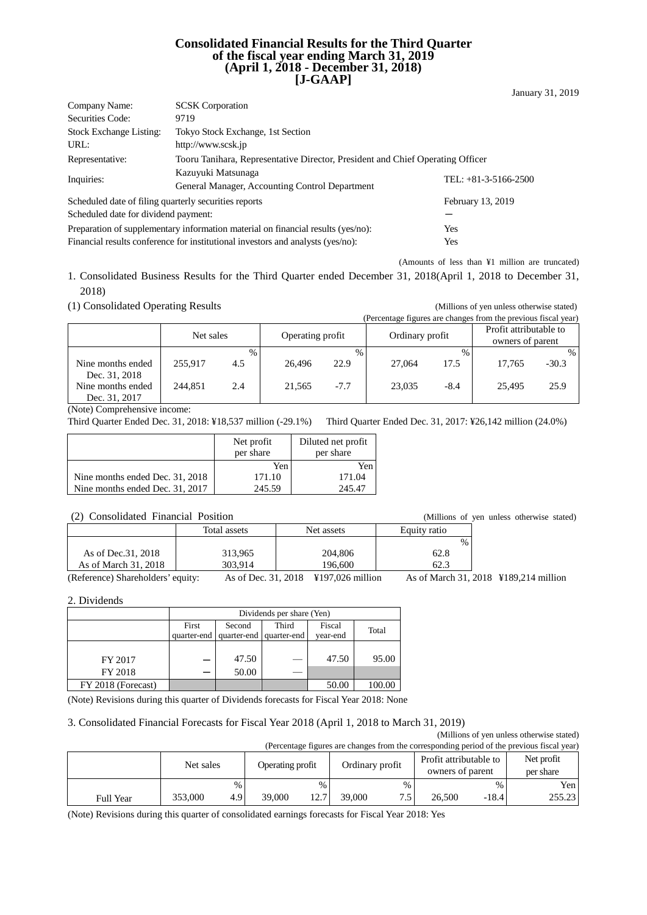# Consolidated Financial Results for the Third Quarter of the fiscal year ending March 31, 2019 (April 1, 2018 - December 31, 2018) [J-GAAP]

January 31, 2019

| | | |
|---|---|---|
| Company Name: | SCSK Corporation | |
| Securities Code: | 9719 | |
| Stock Exchange Listing: | Tokyo Stock Exchange, 1st Section | |
| URL: | http://www.scsk.jp | |
| Representative: | Tooru Tanihara, Representative Director, President and Chief Operating Officer | |
| Inquiries: | Kazuyuki Matsunaga<br>General Manager, Accounting Control Department | TEL: +81-3-5166-2500 |
| Scheduled date of filing quarterly securities reports | | February 13, 2019 |
| Scheduled date for dividend payment: | | ― |
| Preparation of supplementary information material on financial results (yes/no): | | Yes |
| Financial results conference for institutional investors and analysts (yes/no): | | Yes |

(Amounts of less than ¥1 million are truncated)

1. Consolidated Business Results for the Third Quarter ended December 31, 2018(April 1, 2018 to December 31, 2018)

(1) Consolidated Operating Results

(Millions of yen unless otherwise stated)
(Percentage figures are changes from the previous fiscal year)

| | Net sales | | Operating profit | | Ordinary profit | | Profit attributable to owners of parent | |
|---|---|---|---|---|---|---|---|---|
| | | % | | % | | % | | % |
| Nine months ended Dec. 31, 2018 | 255,917 | 4.5 | 26,496 | 22.9 | 27,064 | 17.5 | 17,765 | -30.3 |
| Nine months ended Dec. 31, 2017 | 244,851 | 2.4 | 21,565 | -7.7 | 23,035 | -8.4 | 25,495 | 25.9 |

(Note) Comprehensive income:
Third Quarter Ended Dec. 31, 2018: ¥18,537 million (-29.1%) Third Quarter Ended Dec. 31, 2017: ¥26,142 million (24.0%)

| | Net profit per share | Diluted net profit per share |
|---|---|---|
| | Yen | Yen |
| Nine months ended Dec. 31, 2018 | 171.10 | 171.04 |
| Nine months ended Dec. 31, 2017 | 245.59 | 245.47 |

(2) Consolidated Financial Position

(Millions of yen unless otherwise stated)

| | Total assets | Net assets | Equity ratio |
|---|---|---|---|
| | | | % |
| As of Dec.31, 2018 | 313,965 | 204,806 | 62.8 |
| As of March 31, 2018 | 303,914 | 196,600 | 62.3 |

(Reference) Shareholders' equity: As of Dec. 31, 2018 ¥197,026 million As of March 31, 2018 ¥189,214 million

2. Dividends

| | Dividends per share (Yen) | | | | |
|---|---|---|---|---|---|
| | First quarter-end | Second quarter-end | Third quarter-end | Fiscal year-end | Total |
| FY 2017 | ― | 47.50 | ― | 47.50 | 95.00 |
| FY 2018 | ― | 50.00 | ― | | |
| FY 2018 (Forecast) | | | | 50.00 | 100.00 |

(Note) Revisions during this quarter of Dividends forecasts for Fiscal Year 2018: None

3. Consolidated Financial Forecasts for Fiscal Year 2018 (April 1, 2018 to March 31, 2019)

(Millions of yen unless otherwise stated)
(Percentage figures are changes from the corresponding period of the previous fiscal year)

| | Net sales | | Operating profit | | Ordinary profit | | Profit attributable to owners of parent | | Net profit per share |
|---|---|---|---|---|---|---|---|---|---|
| | | % | | % | | % | | % | Yen |
| Full Year | 353,000 | 4.9 | 39,000 | 12.7 | 39,000 | 7.5 | 26,500 | -18.4 | 255.23 |

(Note) Revisions during this quarter of consolidated earnings forecasts for Fiscal Year 2018: Yes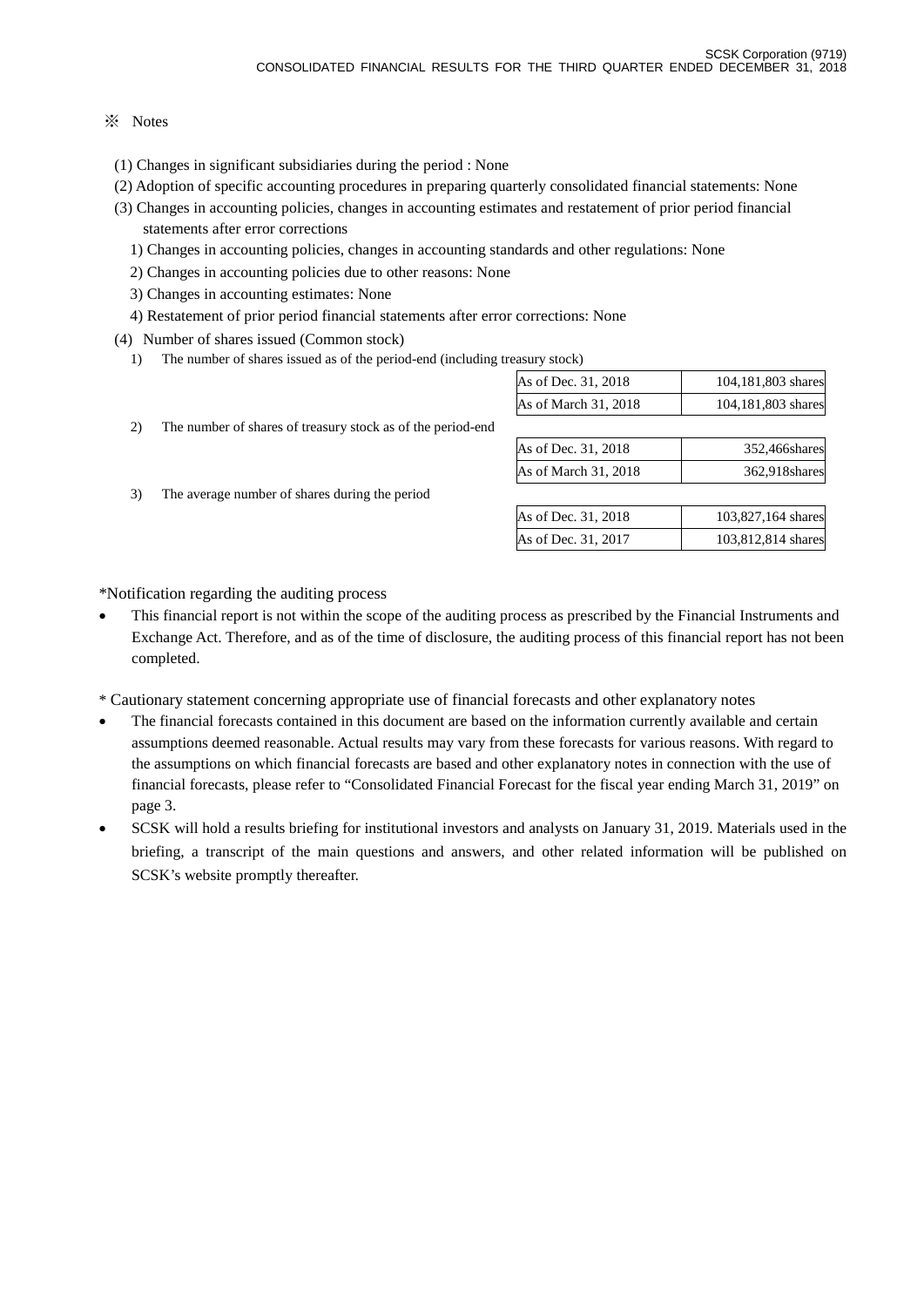※ Notes

(1) Changes in significant subsidiaries during the period : None

(2) Adoption of specific accounting procedures in preparing quarterly consolidated financial statements: None

(3) Changes in accounting policies, changes in accounting estimates and restatement of prior period financial statements after error corrections

1) Changes in accounting policies, changes in accounting standards and other regulations: None

2) Changes in accounting policies due to other reasons: None

3) Changes in accounting estimates: None

4) Restatement of prior period financial statements after error corrections: None

(4) Number of shares issued (Common stock)

1) The number of shares issued as of the period-end (including treasury stock)

| | |
|---|---|
| As of Dec. 31, 2018 | 104,181,803 shares |
| As of March 31, 2018 | 104,181,803 shares |

2) The number of shares of treasury stock as of the period-end

| | |
|---|---|
| As of Dec. 31, 2018 | 352,466shares |
| As of March 31, 2018 | 362,918shares |

3) The average number of shares during the period

| | |
|---|---|
| As of Dec. 31, 2018 | 103,827,164 shares |
| As of Dec. 31, 2017 | 103,812,814 shares |

*Notification regarding the auditing process

- This financial report is not within the scope of the auditing process as prescribed by the Financial Instruments and Exchange Act. Therefore, and as of the time of disclosure, the auditing process of this financial report has not been completed.

* Cautionary statement concerning appropriate use of financial forecasts and other explanatory notes

- The financial forecasts contained in this document are based on the information currently available and certain assumptions deemed reasonable. Actual results may vary from these forecasts for various reasons. With regard to the assumptions on which financial forecasts are based and other explanatory notes in connection with the use of financial forecasts, please refer to "Consolidated Financial Forecast for the fiscal year ending March 31, 2019" on page 3.
- SCSK will hold a results briefing for institutional investors and analysts on January 31, 2019. Materials used in the briefing, a transcript of the main questions and answers, and other related information will be published on SCSK's website promptly thereafter.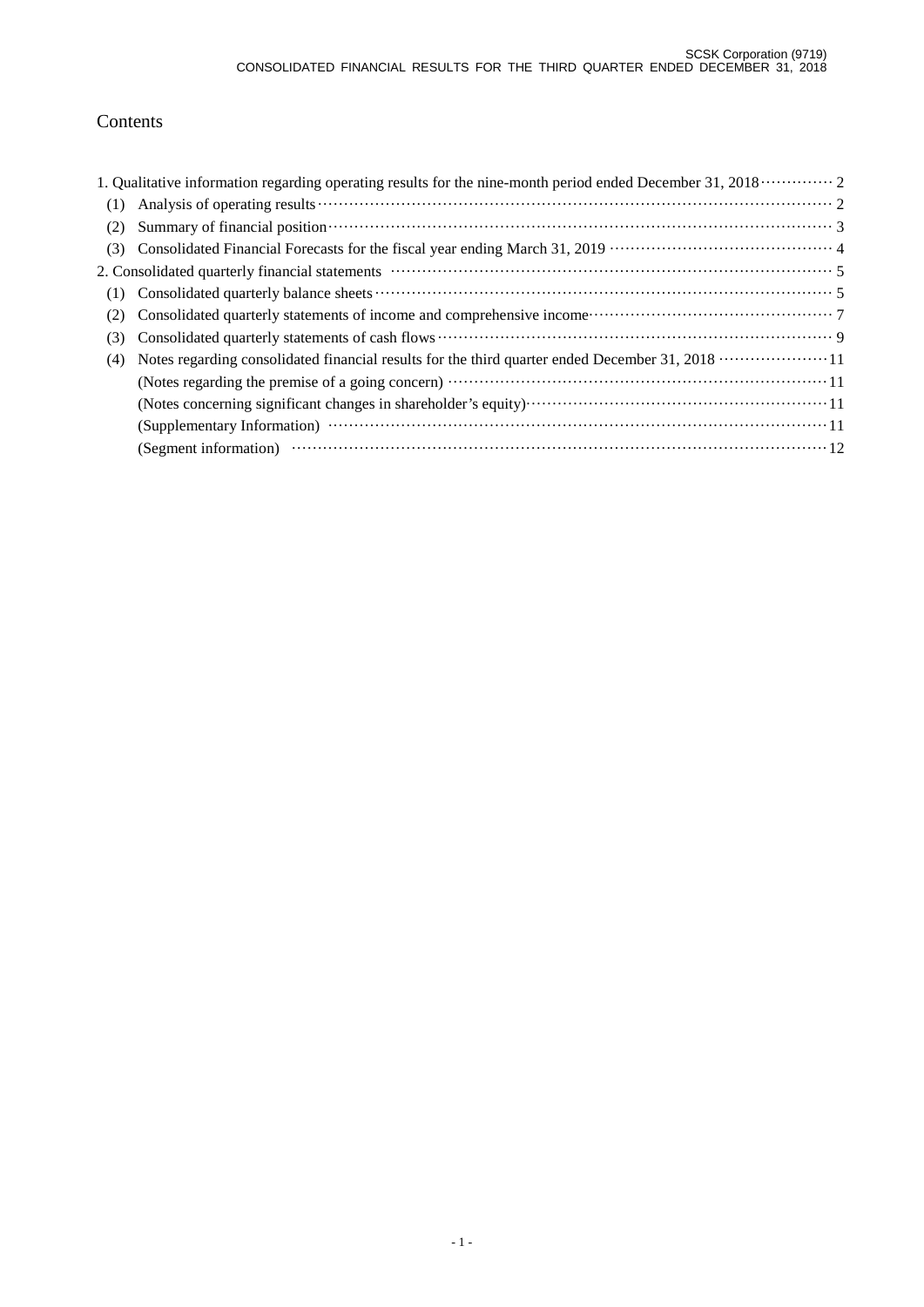# Contents

1. Qualitative information regarding operating results for the nine-month period ended December 31, 2018 ············· 2
   - (1) Analysis of operating results ································································································· 2
   - (2) Summary of financial position ······························································································· 3
   - (3) Consolidated Financial Forecasts for the fiscal year ending March 31, 2019 ·········································· 4
2. Consolidated quarterly financial statements ···················································································· 5
   - (1) Consolidated quarterly balance sheets ······················································································ 5
   - (2) Consolidated quarterly statements of income and comprehensive income············································· 7
   - (3) Consolidated quarterly statements of cash flows ·········································································· 9
   - (4) Notes regarding consolidated financial results for the third quarter ended December 31, 2018 ····················11
     - (Notes regarding the premise of a going concern) ·······································································11
     - (Notes concerning significant changes in shareholder's equity)·························································11
     - (Supplementary Information) ·······························································································11
     - (Segment information) ·······································································································12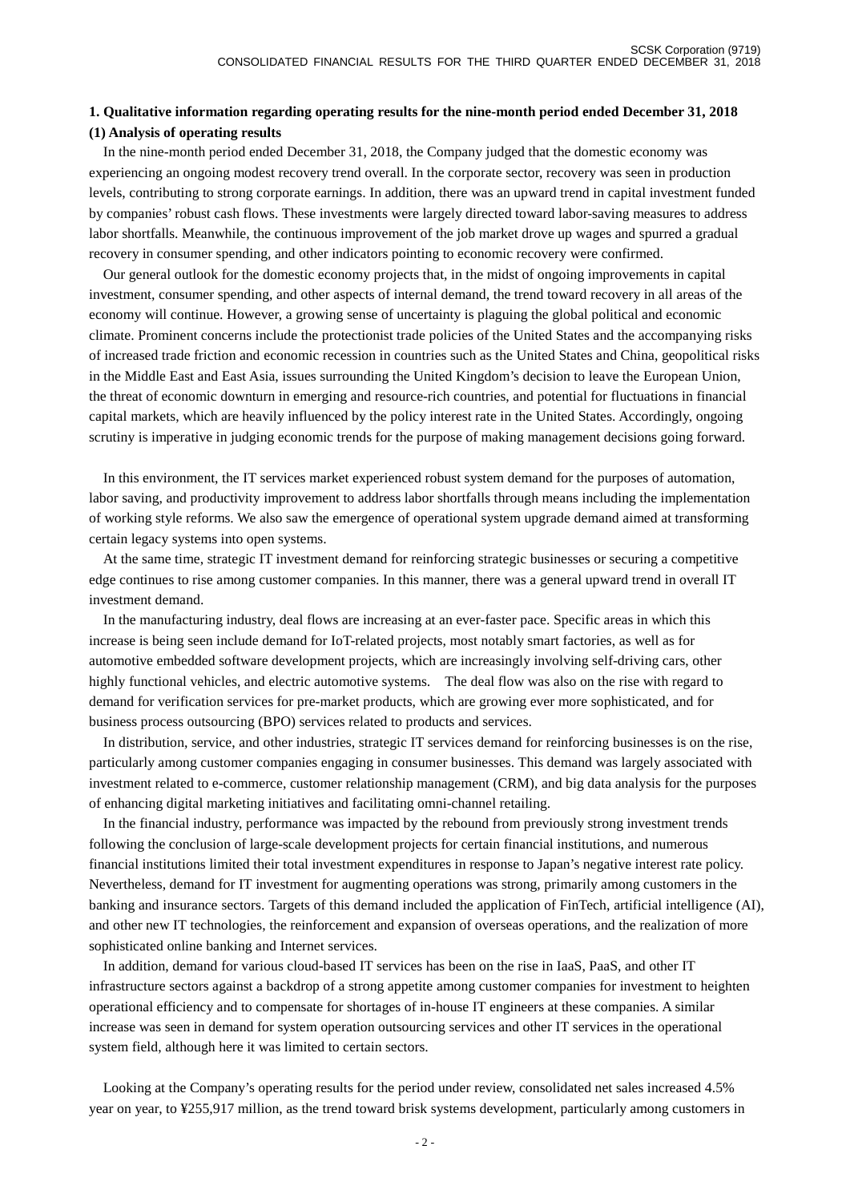## 1. Qualitative information regarding operating results for the nine-month period ended December 31, 2018

### (1) Analysis of operating results

In the nine-month period ended December 31, 2018, the Company judged that the domestic economy was experiencing an ongoing modest recovery trend overall. In the corporate sector, recovery was seen in production levels, contributing to strong corporate earnings. In addition, there was an upward trend in capital investment funded by companies' robust cash flows. These investments were largely directed toward labor-saving measures to address labor shortfalls. Meanwhile, the continuous improvement of the job market drove up wages and spurred a gradual recovery in consumer spending, and other indicators pointing to economic recovery were confirmed.

Our general outlook for the domestic economy projects that, in the midst of ongoing improvements in capital investment, consumer spending, and other aspects of internal demand, the trend toward recovery in all areas of the economy will continue. However, a growing sense of uncertainty is plaguing the global political and economic climate. Prominent concerns include the protectionist trade policies of the United States and the accompanying risks of increased trade friction and economic recession in countries such as the United States and China, geopolitical risks in the Middle East and East Asia, issues surrounding the United Kingdom's decision to leave the European Union, the threat of economic downturn in emerging and resource-rich countries, and potential for fluctuations in financial capital markets, which are heavily influenced by the policy interest rate in the United States. Accordingly, ongoing scrutiny is imperative in judging economic trends for the purpose of making management decisions going forward.

In this environment, the IT services market experienced robust system demand for the purposes of automation, labor saving, and productivity improvement to address labor shortfalls through means including the implementation of working style reforms. We also saw the emergence of operational system upgrade demand aimed at transforming certain legacy systems into open systems.

At the same time, strategic IT investment demand for reinforcing strategic businesses or securing a competitive edge continues to rise among customer companies. In this manner, there was a general upward trend in overall IT investment demand.

In the manufacturing industry, deal flows are increasing at an ever-faster pace. Specific areas in which this increase is being seen include demand for IoT-related projects, most notably smart factories, as well as for automotive embedded software development projects, which are increasingly involving self-driving cars, other highly functional vehicles, and electric automotive systems. The deal flow was also on the rise with regard to demand for verification services for pre-market products, which are growing ever more sophisticated, and for business process outsourcing (BPO) services related to products and services.

In distribution, service, and other industries, strategic IT services demand for reinforcing businesses is on the rise, particularly among customer companies engaging in consumer businesses. This demand was largely associated with investment related to e-commerce, customer relationship management (CRM), and big data analysis for the purposes of enhancing digital marketing initiatives and facilitating omni-channel retailing.

In the financial industry, performance was impacted by the rebound from previously strong investment trends following the conclusion of large-scale development projects for certain financial institutions, and numerous financial institutions limited their total investment expenditures in response to Japan's negative interest rate policy. Nevertheless, demand for IT investment for augmenting operations was strong, primarily among customers in the banking and insurance sectors. Targets of this demand included the application of FinTech, artificial intelligence (AI), and other new IT technologies, the reinforcement and expansion of overseas operations, and the realization of more sophisticated online banking and Internet services.

In addition, demand for various cloud-based IT services has been on the rise in IaaS, PaaS, and other IT infrastructure sectors against a backdrop of a strong appetite among customer companies for investment to heighten operational efficiency and to compensate for shortages of in-house IT engineers at these companies. A similar increase was seen in demand for system operation outsourcing services and other IT services in the operational system field, although here it was limited to certain sectors.

Looking at the Company's operating results for the period under review, consolidated net sales increased 4.5% year on year, to ¥255,917 million, as the trend toward brisk systems development, particularly among customers in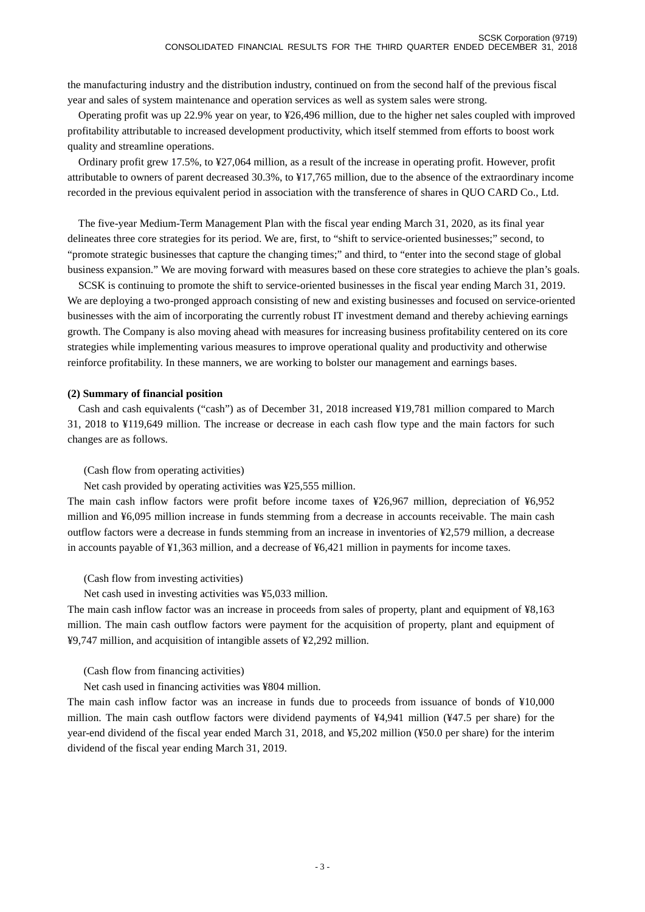the manufacturing industry and the distribution industry, continued on from the second half of the previous fiscal year and sales of system maintenance and operation services as well as system sales were strong.

Operating profit was up 22.9% year on year, to ¥26,496 million, due to the higher net sales coupled with improved profitability attributable to increased development productivity, which itself stemmed from efforts to boost work quality and streamline operations.

Ordinary profit grew 17.5%, to ¥27,064 million, as a result of the increase in operating profit. However, profit attributable to owners of parent decreased 30.3%, to ¥17,765 million, due to the absence of the extraordinary income recorded in the previous equivalent period in association with the transference of shares in QUO CARD Co., Ltd.

The five-year Medium-Term Management Plan with the fiscal year ending March 31, 2020, as its final year delineates three core strategies for its period. We are, first, to "shift to service-oriented businesses;" second, to "promote strategic businesses that capture the changing times;" and third, to "enter into the second stage of global business expansion." We are moving forward with measures based on these core strategies to achieve the plan's goals.

SCSK is continuing to promote the shift to service-oriented businesses in the fiscal year ending March 31, 2019. We are deploying a two-pronged approach consisting of new and existing businesses and focused on service-oriented businesses with the aim of incorporating the currently robust IT investment demand and thereby achieving earnings growth. The Company is also moving ahead with measures for increasing business profitability centered on its core strategies while implementing various measures to improve operational quality and productivity and otherwise reinforce profitability. In these manners, we are working to bolster our management and earnings bases.

**(2) Summary of financial position**

Cash and cash equivalents ("cash") as of December 31, 2018 increased ¥19,781 million compared to March 31, 2018 to ¥119,649 million. The increase or decrease in each cash flow type and the main factors for such changes are as follows.

(Cash flow from operating activities)

Net cash provided by operating activities was ¥25,555 million.

The main cash inflow factors were profit before income taxes of ¥26,967 million, depreciation of ¥6,952 million and ¥6,095 million increase in funds stemming from a decrease in accounts receivable. The main cash outflow factors were a decrease in funds stemming from an increase in inventories of ¥2,579 million, a decrease in accounts payable of ¥1,363 million, and a decrease of ¥6,421 million in payments for income taxes.

(Cash flow from investing activities)

Net cash used in investing activities was ¥5,033 million.

The main cash inflow factor was an increase in proceeds from sales of property, plant and equipment of ¥8,163 million. The main cash outflow factors were payment for the acquisition of property, plant and equipment of ¥9,747 million, and acquisition of intangible assets of ¥2,292 million.

(Cash flow from financing activities)

Net cash used in financing activities was ¥804 million.

The main cash inflow factor was an increase in funds due to proceeds from issuance of bonds of ¥10,000 million. The main cash outflow factors were dividend payments of ¥4,941 million (¥47.5 per share) for the year-end dividend of the fiscal year ended March 31, 2018, and ¥5,202 million (¥50.0 per share) for the interim dividend of the fiscal year ending March 31, 2019.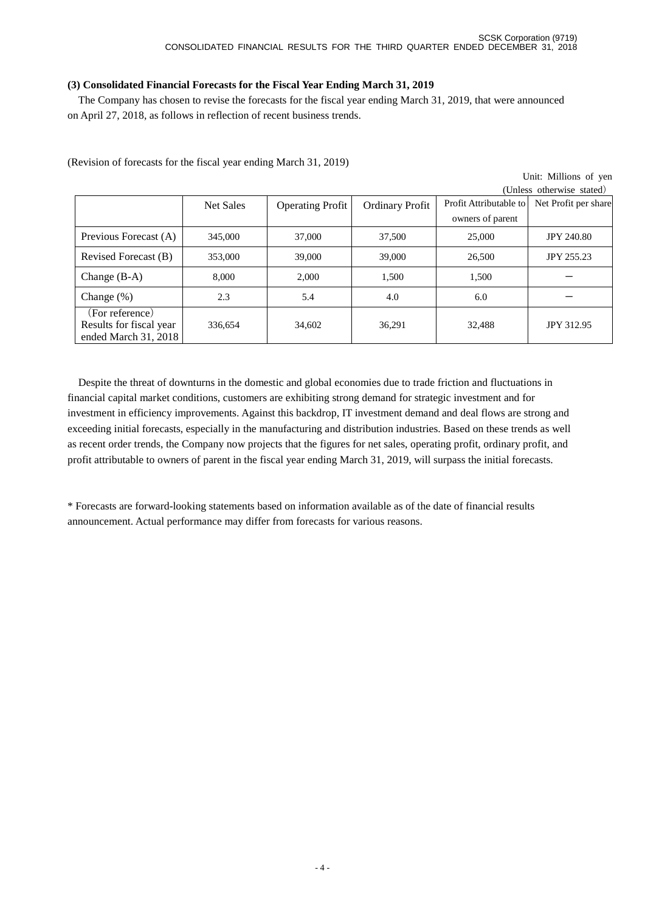### (3) Consolidated Financial Forecasts for the Fiscal Year Ending March 31, 2019

The Company has chosen to revise the forecasts for the fiscal year ending March 31, 2019, that were announced on April 27, 2018, as follows in reflection of recent business trends.

(Revision of forecasts for the fiscal year ending March 31, 2019)

Unit: Millions of yen
(Unless otherwise stated)

| | Net Sales | Operating Profit | Ordinary Profit | Profit Attributable to owners of parent | Net Profit per share |
|---|---|---|---|---|---|
| Previous Forecast (A) | 345,000 | 37,000 | 37,500 | 25,000 | JPY 240.80 |
| Revised Forecast (B) | 353,000 | 39,000 | 39,000 | 26,500 | JPY 255.23 |
| Change (B-A) | 8,000 | 2,000 | 1,500 | 1,500 | ー |
| Change (%) | 2.3 | 5.4 | 4.0 | 6.0 | ー |
| （For reference） Results for fiscal year ended March 31, 2018 | 336,654 | 34,602 | 36,291 | 32,488 | JPY 312.95 |

Despite the threat of downturns in the domestic and global economies due to trade friction and fluctuations in financial capital market conditions, customers are exhibiting strong demand for strategic investment and for investment in efficiency improvements. Against this backdrop, IT investment demand and deal flows are strong and exceeding initial forecasts, especially in the manufacturing and distribution industries. Based on these trends as well as recent order trends, the Company now projects that the figures for net sales, operating profit, ordinary profit, and profit attributable to owners of parent in the fiscal year ending March 31, 2019, will surpass the initial forecasts.

* Forecasts are forward-looking statements based on information available as of the date of financial results announcement. Actual performance may differ from forecasts for various reasons.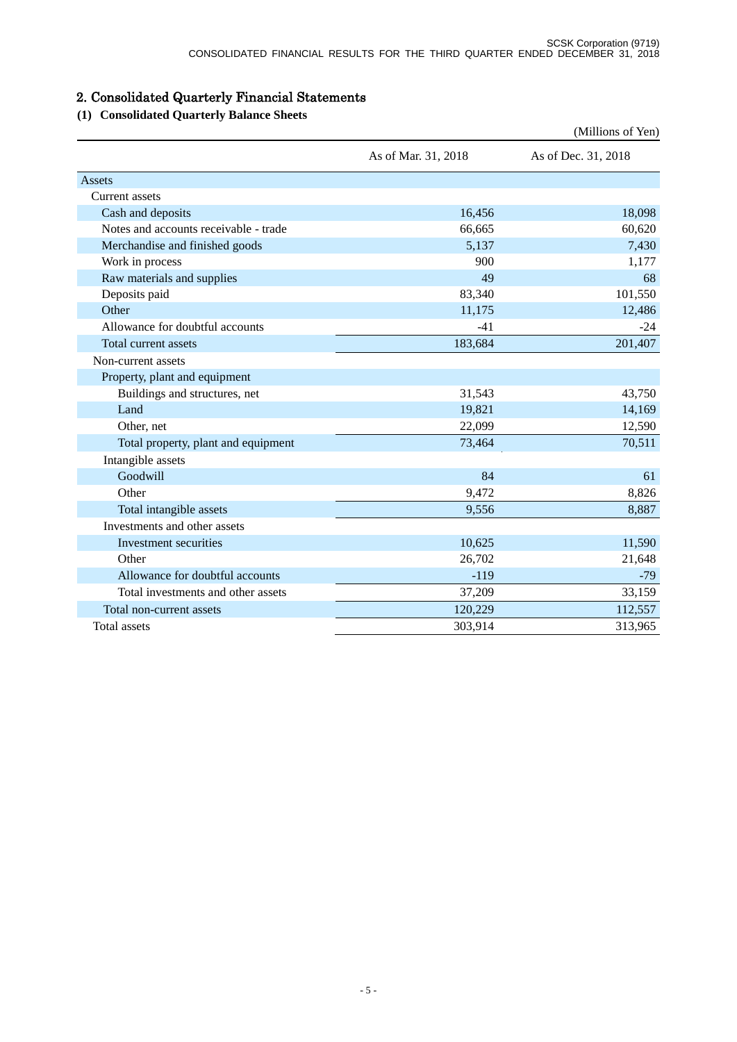## 2. Consolidated Quarterly Financial Statements

### (1) Consolidated Quarterly Balance Sheets

(Millions of Yen)

| | As of Mar. 31, 2018 | As of Dec. 31, 2018 |
|---|---|---|
| Assets | | |
| Current assets | | |
| Cash and deposits | 16,456 | 18,098 |
| Notes and accounts receivable - trade | 66,665 | 60,620 |
| Merchandise and finished goods | 5,137 | 7,430 |
| Work in process | 900 | 1,177 |
| Raw materials and supplies | 49 | 68 |
| Deposits paid | 83,340 | 101,550 |
| Other | 11,175 | 12,486 |
| Allowance for doubtful accounts | -41 | -24 |
| Total current assets | 183,684 | 201,407 |
| Non-current assets | | |
| Property, plant and equipment | | |
| Buildings and structures, net | 31,543 | 43,750 |
| Land | 19,821 | 14,169 |
| Other, net | 22,099 | 12,590 |
| Total property, plant and equipment | 73,464 | 70,511 |
| Intangible assets | | |
| Goodwill | 84 | 61 |
| Other | 9,472 | 8,826 |
| Total intangible assets | 9,556 | 8,887 |
| Investments and other assets | | |
| Investment securities | 10,625 | 11,590 |
| Other | 26,702 | 21,648 |
| Allowance for doubtful accounts | -119 | -79 |
| Total investments and other assets | 37,209 | 33,159 |
| Total non-current assets | 120,229 | 112,557 |
| Total assets | 303,914 | 313,965 |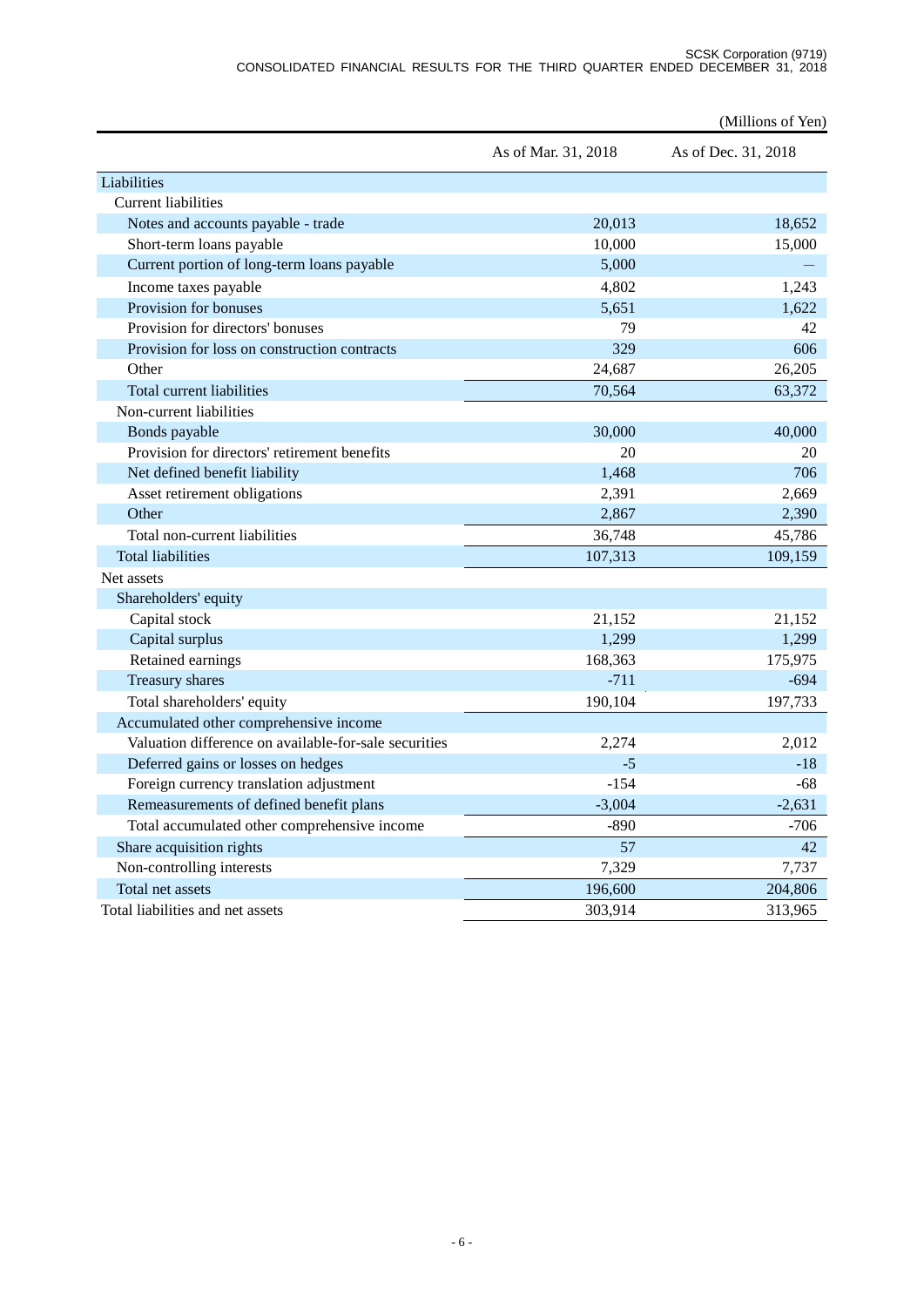(Millions of Yen)

| | As of Mar. 31, 2018 | As of Dec. 31, 2018 |
|---|---|---|
| Liabilities | | |
| Current liabilities | | |
| Notes and accounts payable - trade | 20,013 | 18,652 |
| Short-term loans payable | 10,000 | 15,000 |
| Current portion of long-term loans payable | 5,000 | — |
| Income taxes payable | 4,802 | 1,243 |
| Provision for bonuses | 5,651 | 1,622 |
| Provision for directors' bonuses | 79 | 42 |
| Provision for loss on construction contracts | 329 | 606 |
| Other | 24,687 | 26,205 |
| Total current liabilities | 70,564 | 63,372 |
| Non-current liabilities | | |
| Bonds payable | 30,000 | 40,000 |
| Provision for directors' retirement benefits | 20 | 20 |
| Net defined benefit liability | 1,468 | 706 |
| Asset retirement obligations | 2,391 | 2,669 |
| Other | 2,867 | 2,390 |
| Total non-current liabilities | 36,748 | 45,786 |
| Total liabilities | 107,313 | 109,159 |
| Net assets | | |
| Shareholders' equity | | |
| Capital stock | 21,152 | 21,152 |
| Capital surplus | 1,299 | 1,299 |
| Retained earnings | 168,363 | 175,975 |
| Treasury shares | -711 | -694 |
| Total shareholders' equity | 190,104 | 197,733 |
| Accumulated other comprehensive income | | |
| Valuation difference on available-for-sale securities | 2,274 | 2,012 |
| Deferred gains or losses on hedges | -5 | -18 |
| Foreign currency translation adjustment | -154 | -68 |
| Remeasurements of defined benefit plans | -3,004 | -2,631 |
| Total accumulated other comprehensive income | -890 | -706 |
| Share acquisition rights | 57 | 42 |
| Non-controlling interests | 7,329 | 7,737 |
| Total net assets | 196,600 | 204,806 |
| Total liabilities and net assets | 303,914 | 313,965 |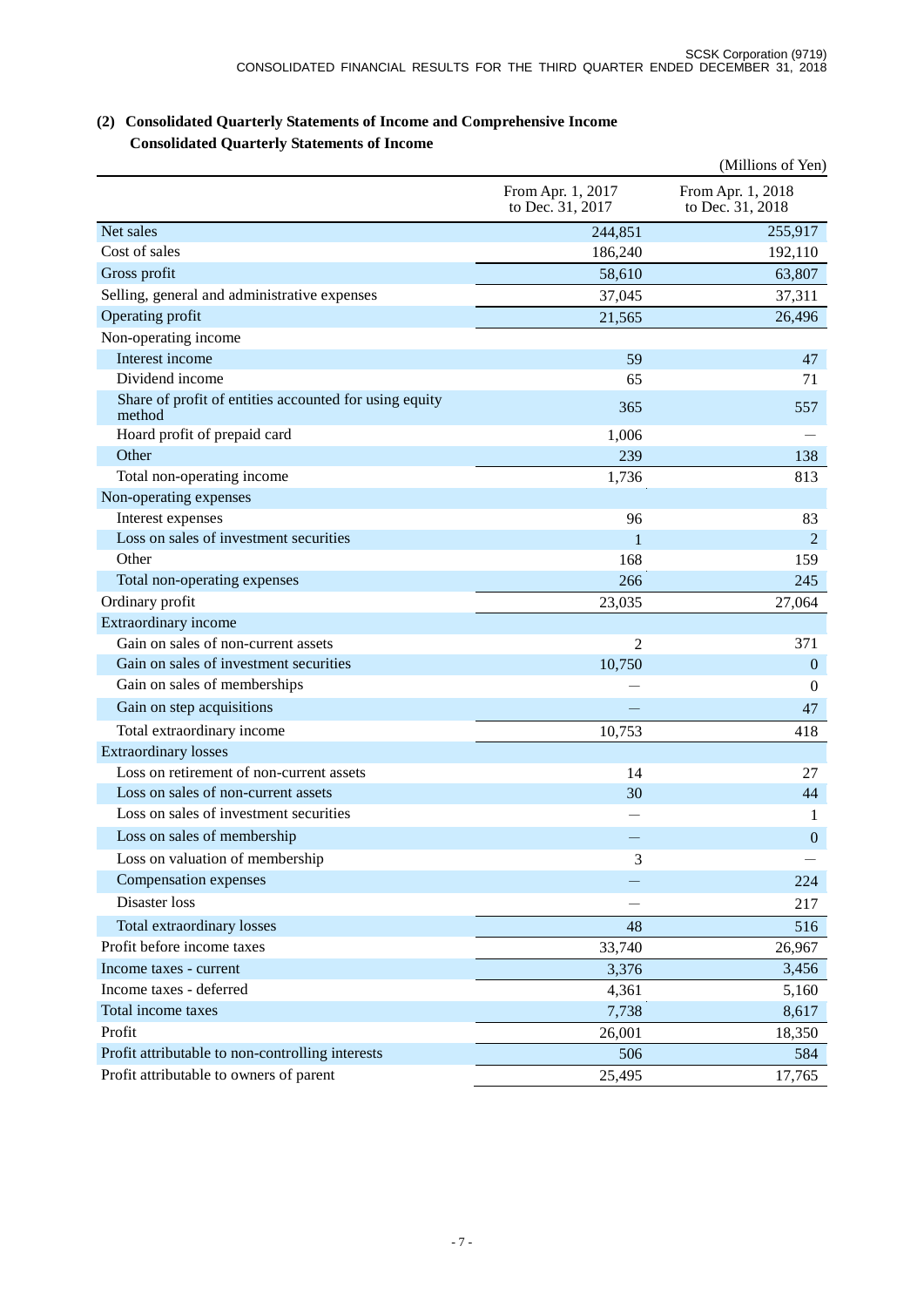### (2) Consolidated Quarterly Statements of Income and Comprehensive Income

#### Consolidated Quarterly Statements of Income

(Millions of Yen)

| | From Apr. 1, 2017 to Dec. 31, 2017 | From Apr. 1, 2018 to Dec. 31, 2018 |
|---|---|---|
| Net sales | 244,851 | 255,917 |
| Cost of sales | 186,240 | 192,110 |
| Gross profit | 58,610 | 63,807 |
| Selling, general and administrative expenses | 37,045 | 37,311 |
| Operating profit | 21,565 | 26,496 |
| Non-operating income | | |
| Interest income | 59 | 47 |
| Dividend income | 65 | 71 |
| Share of profit of entities accounted for using equity method | 365 | 557 |
| Hoard profit of prepaid card | 1,006 | — |
| Other | 239 | 138 |
| Total non-operating income | 1,736 | 813 |
| Non-operating expenses | | |
| Interest expenses | 96 | 83 |
| Loss on sales of investment securities | 1 | 2 |
| Other | 168 | 159 |
| Total non-operating expenses | 266 | 245 |
| Ordinary profit | 23,035 | 27,064 |
| Extraordinary income | | |
| Gain on sales of non-current assets | 2 | 371 |
| Gain on sales of investment securities | 10,750 | 0 |
| Gain on sales of memberships | — | 0 |
| Gain on step acquisitions | — | 47 |
| Total extraordinary income | 10,753 | 418 |
| Extraordinary losses | | |
| Loss on retirement of non-current assets | 14 | 27 |
| Loss on sales of non-current assets | 30 | 44 |
| Loss on sales of investment securities | — | 1 |
| Loss on sales of membership | — | 0 |
| Loss on valuation of membership | 3 | — |
| Compensation expenses | — | 224 |
| Disaster loss | — | 217 |
| Total extraordinary losses | 48 | 516 |
| Profit before income taxes | 33,740 | 26,967 |
| Income taxes - current | 3,376 | 3,456 |
| Income taxes - deferred | 4,361 | 5,160 |
| Total income taxes | 7,738 | 8,617 |
| Profit | 26,001 | 18,350 |
| Profit attributable to non-controlling interests | 506 | 584 |
| Profit attributable to owners of parent | 25,495 | 17,765 |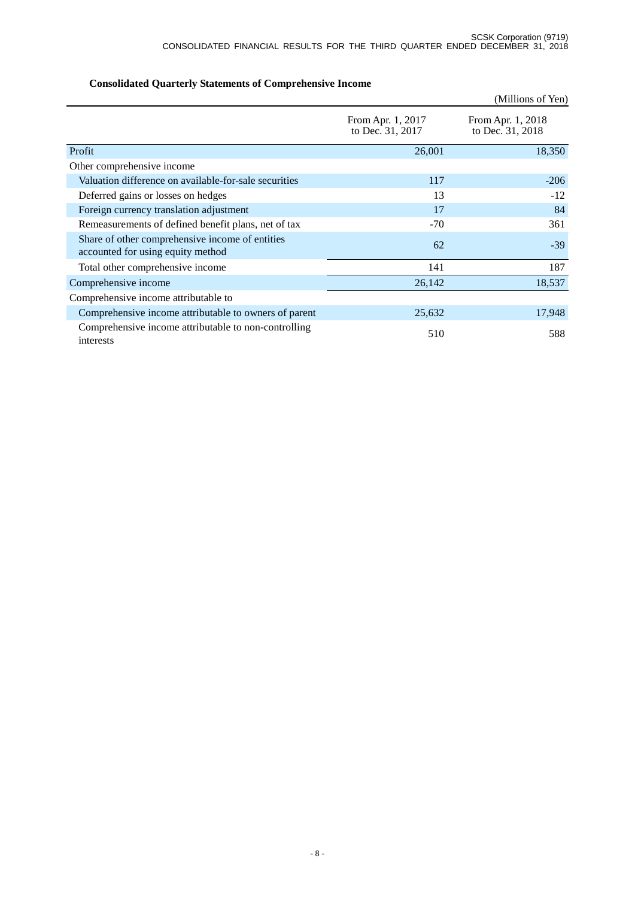## Consolidated Quarterly Statements of Comprehensive Income

(Millions of Yen)

| | From Apr. 1, 2017 to Dec. 31, 2017 | From Apr. 1, 2018 to Dec. 31, 2018 |
|---|---|---|
| Profit | 26,001 | 18,350 |
| Other comprehensive income | | |
| Valuation difference on available-for-sale securities | 117 | -206 |
| Deferred gains or losses on hedges | 13 | -12 |
| Foreign currency translation adjustment | 17 | 84 |
| Remeasurements of defined benefit plans, net of tax | -70 | 361 |
| Share of other comprehensive income of entities accounted for using equity method | 62 | -39 |
| Total other comprehensive income | 141 | 187 |
| Comprehensive income | 26,142 | 18,537 |
| Comprehensive income attributable to | | |
| Comprehensive income attributable to owners of parent | 25,632 | 17,948 |
| Comprehensive income attributable to non-controlling interests | 510 | 588 |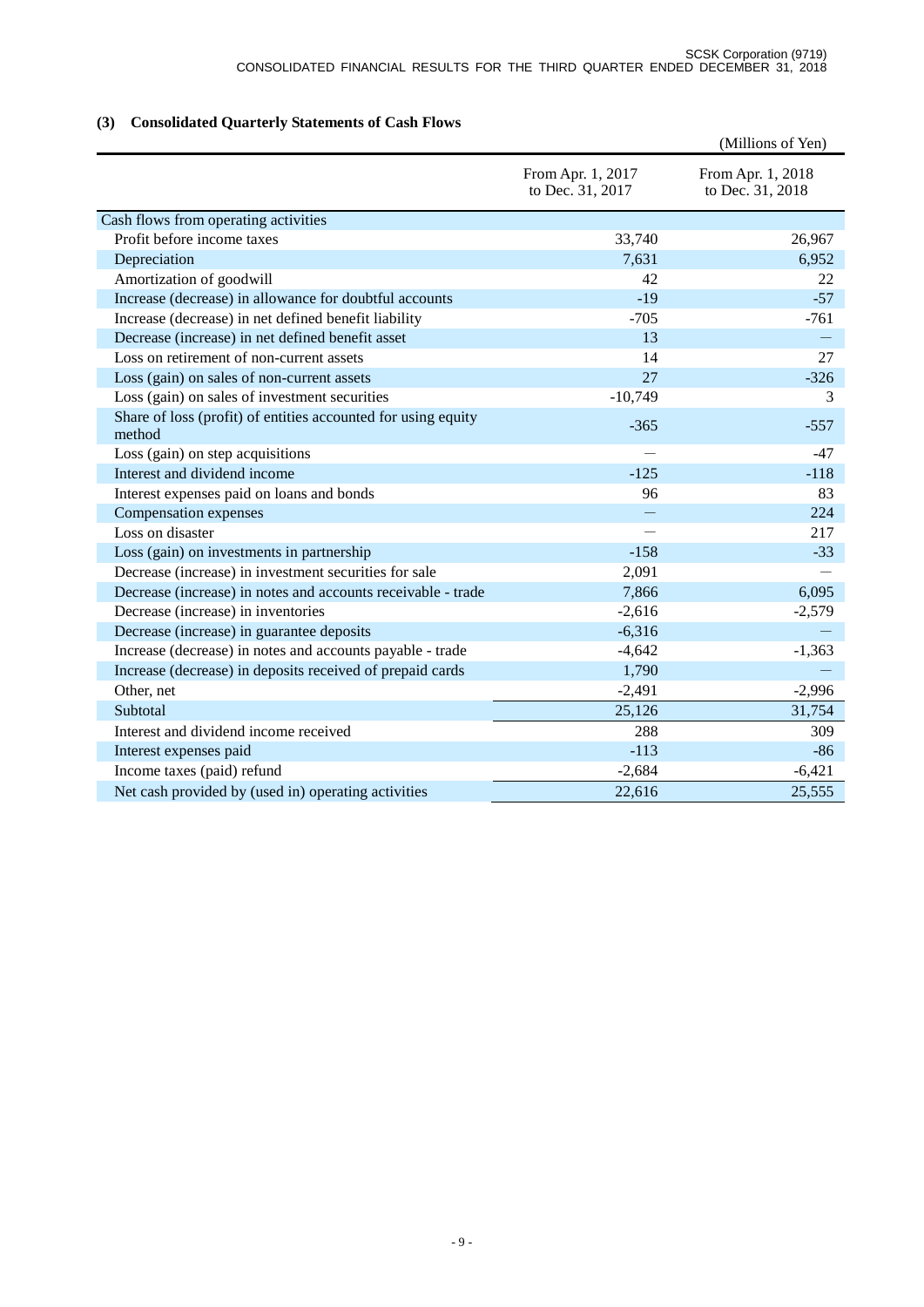### (3) Consolidated Quarterly Statements of Cash Flows

(Millions of Yen)

| | From Apr. 1, 2017 to Dec. 31, 2017 | From Apr. 1, 2018 to Dec. 31, 2018 |
|---|---|---|
| Cash flows from operating activities | | |
| Profit before income taxes | 33,740 | 26,967 |
| Depreciation | 7,631 | 6,952 |
| Amortization of goodwill | 42 | 22 |
| Increase (decrease) in allowance for doubtful accounts | -19 | -57 |
| Increase (decrease) in net defined benefit liability | -705 | -761 |
| Decrease (increase) in net defined benefit asset | 13 | — |
| Loss on retirement of non-current assets | 14 | 27 |
| Loss (gain) on sales of non-current assets | 27 | -326 |
| Loss (gain) on sales of investment securities | -10,749 | 3 |
| Share of loss (profit) of entities accounted for using equity method | -365 | -557 |
| Loss (gain) on step acquisitions | — | -47 |
| Interest and dividend income | -125 | -118 |
| Interest expenses paid on loans and bonds | 96 | 83 |
| Compensation expenses | — | 224 |
| Loss on disaster | — | 217 |
| Loss (gain) on investments in partnership | -158 | -33 |
| Decrease (increase) in investment securities for sale | 2,091 | — |
| Decrease (increase) in notes and accounts receivable - trade | 7,866 | 6,095 |
| Decrease (increase) in inventories | -2,616 | -2,579 |
| Decrease (increase) in guarantee deposits | -6,316 | — |
| Increase (decrease) in notes and accounts payable - trade | -4,642 | -1,363 |
| Increase (decrease) in deposits received of prepaid cards | 1,790 | — |
| Other, net | -2,491 | -2,996 |
| Subtotal | 25,126 | 31,754 |
| Interest and dividend income received | 288 | 309 |
| Interest expenses paid | -113 | -86 |
| Income taxes (paid) refund | -2,684 | -6,421 |
| Net cash provided by (used in) operating activities | 22,616 | 25,555 |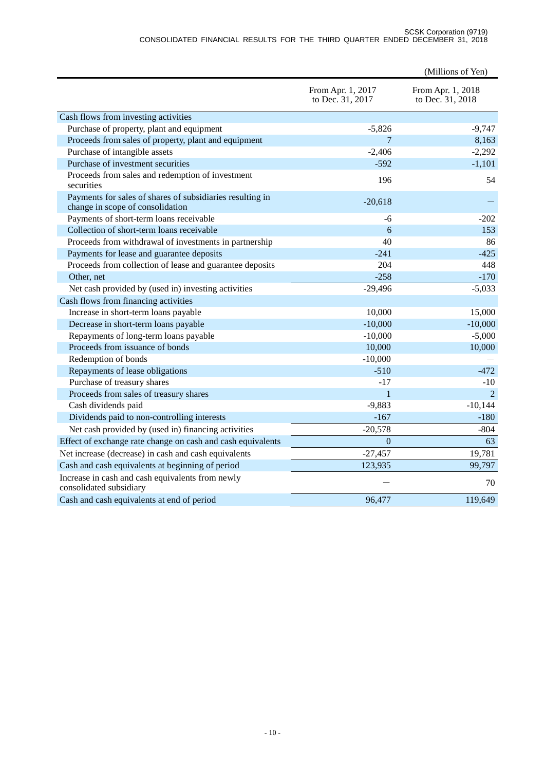(Millions of Yen)

| | From Apr. 1, 2017 to Dec. 31, 2017 | From Apr. 1, 2018 to Dec. 31, 2018 |
|---|---|---|
| Cash flows from investing activities | | |
| Purchase of property, plant and equipment | -5,826 | -9,747 |
| Proceeds from sales of property, plant and equipment | 7 | 8,163 |
| Purchase of intangible assets | -2,406 | -2,292 |
| Purchase of investment securities | -592 | -1,101 |
| Proceeds from sales and redemption of investment securities | 196 | 54 |
| Payments for sales of shares of subsidiaries resulting in change in scope of consolidation | -20,618 | — |
| Payments of short-term loans receivable | -6 | -202 |
| Collection of short-term loans receivable | 6 | 153 |
| Proceeds from withdrawal of investments in partnership | 40 | 86 |
| Payments for lease and guarantee deposits | -241 | -425 |
| Proceeds from collection of lease and guarantee deposits | 204 | 448 |
| Other, net | -258 | -170 |
| Net cash provided by (used in) investing activities | -29,496 | -5,033 |
| Cash flows from financing activities | | |
| Increase in short-term loans payable | 10,000 | 15,000 |
| Decrease in short-term loans payable | -10,000 | -10,000 |
| Repayments of long-term loans payable | -10,000 | -5,000 |
| Proceeds from issuance of bonds | 10,000 | 10,000 |
| Redemption of bonds | -10,000 | — |
| Repayments of lease obligations | -510 | -472 |
| Purchase of treasury shares | -17 | -10 |
| Proceeds from sales of treasury shares | 1 | 2 |
| Cash dividends paid | -9,883 | -10,144 |
| Dividends paid to non-controlling interests | -167 | -180 |
| Net cash provided by (used in) financing activities | -20,578 | -804 |
| Effect of exchange rate change on cash and cash equivalents | 0 | 63 |
| Net increase (decrease) in cash and cash equivalents | -27,457 | 19,781 |
| Cash and cash equivalents at beginning of period | 123,935 | 99,797 |
| Increase in cash and cash equivalents from newly consolidated subsidiary | — | 70 |
| Cash and cash equivalents at end of period | 96,477 | 119,649 |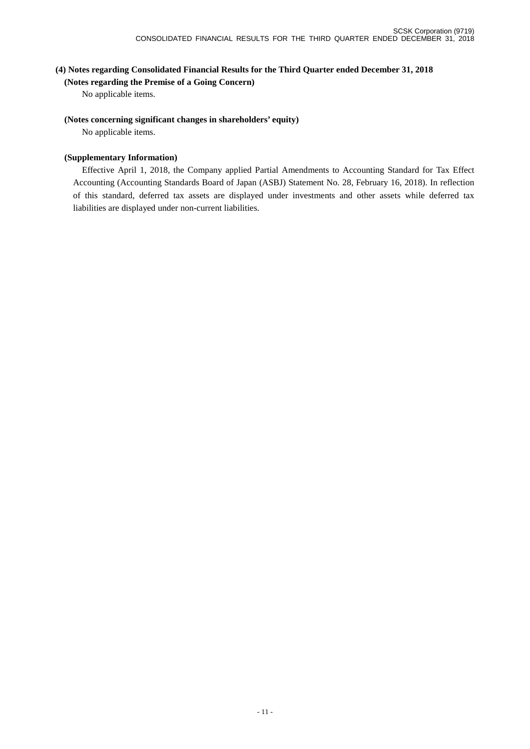### (4) Notes regarding Consolidated Financial Results for the Third Quarter ended December 31, 2018

**(Notes regarding the Premise of a Going Concern)**

No applicable items.

**(Notes concerning significant changes in shareholders' equity)**

No applicable items.

**(Supplementary Information)**

Effective April 1, 2018, the Company applied Partial Amendments to Accounting Standard for Tax Effect Accounting (Accounting Standards Board of Japan (ASBJ) Statement No. 28, February 16, 2018). In reflection of this standard, deferred tax assets are displayed under investments and other assets while deferred tax liabilities are displayed under non-current liabilities.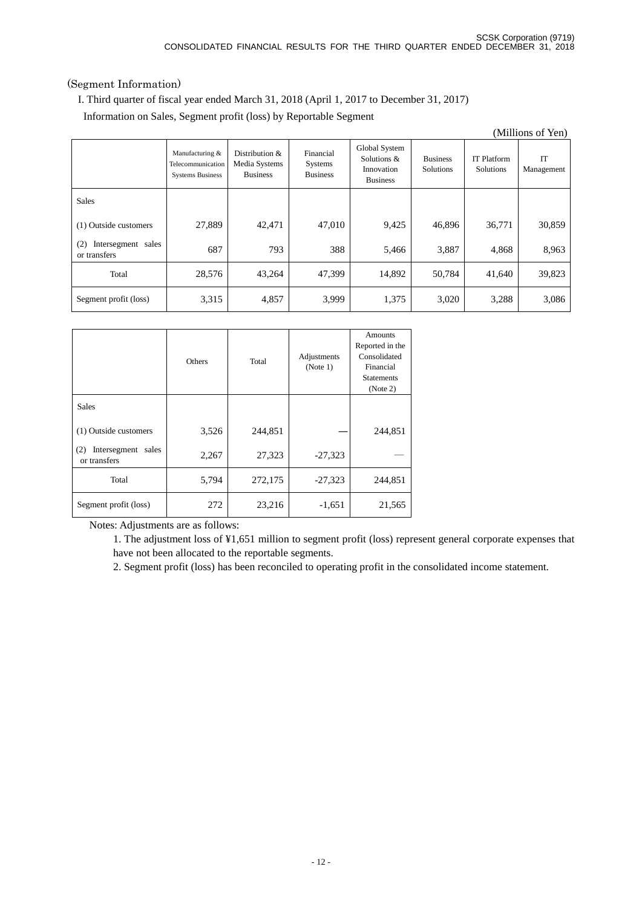(Segment Information)

I. Third quarter of fiscal year ended March 31, 2018 (April 1, 2017 to December 31, 2017)

Information on Sales, Segment profit (loss) by Reportable Segment

(Millions of Yen)

| | Manufacturing & Telecommunication Systems Business | Distribution & Media Systems Business | Financial Systems Business | Global System Solutions & Innovation Business | Business Solutions | IT Platform Solutions | IT Management |
|---|---|---|---|---|---|---|---|
| Sales | | | | | | | |
| (1) Outside customers | 27,889 | 42,471 | 47,010 | 9,425 | 46,896 | 36,771 | 30,859 |
| (2) Intersegment sales or transfers | 687 | 793 | 388 | 5,466 | 3,887 | 4,868 | 8,963 |
| Total | 28,576 | 43,264 | 47,399 | 14,892 | 50,784 | 41,640 | 39,823 |
| Segment profit (loss) | 3,315 | 4,857 | 3,999 | 1,375 | 3,020 | 3,288 | 3,086 |

| | Others | Total | Adjustments (Note 1) | Amounts Reported in the Consolidated Financial Statements (Note 2) |
|---|---|---|---|---|
| Sales | | | | |
| (1) Outside customers | 3,526 | 244,851 | — | 244,851 |
| (2) Intersegment sales or transfers | 2,267 | 27,323 | -27,323 | — |
| Total | 5,794 | 272,175 | -27,323 | 244,851 |
| Segment profit (loss) | 272 | 23,216 | -1,651 | 21,565 |

Notes: Adjustments are as follows:

1. The adjustment loss of ¥1,651 million to segment profit (loss) represent general corporate expenses that have not been allocated to the reportable segments.
2. Segment profit (loss) has been reconciled to operating profit in the consolidated income statement.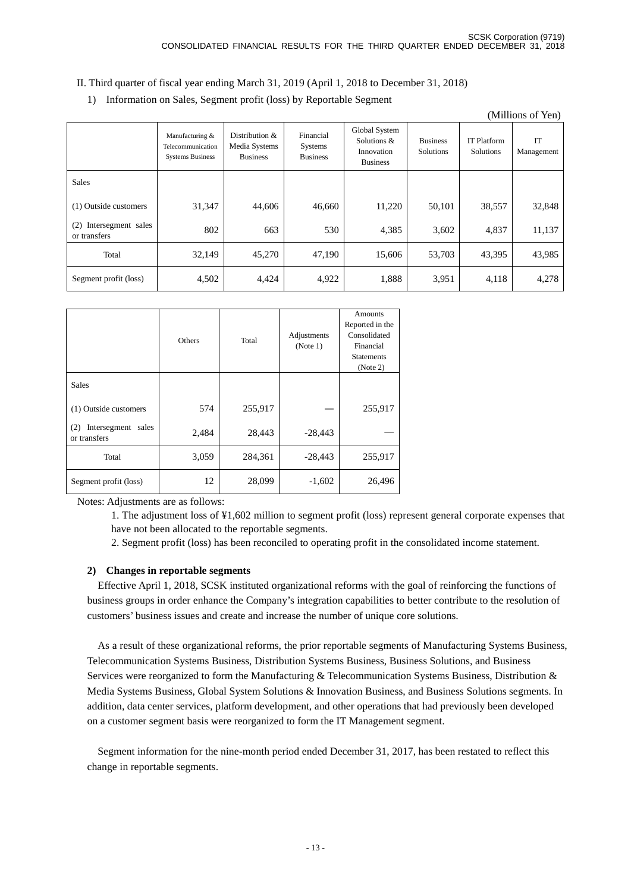II. Third quarter of fiscal year ending March 31, 2019 (April 1, 2018 to December 31, 2018)

1) Information on Sales, Segment profit (loss) by Reportable Segment

(Millions of Yen)

| | Manufacturing & Telecommunication Systems Business | Distribution & Media Systems Business | Financial Systems Business | Global System Solutions & Innovation Business | Business Solutions | IT Platform Solutions | IT Management |
|---|---|---|---|---|---|---|---|
| Sales | | | | | | | |
| (1) Outside customers | 31,347 | 44,606 | 46,660 | 11,220 | 50,101 | 38,557 | 32,848 |
| (2) Intersegment sales or transfers | 802 | 663 | 530 | 4,385 | 3,602 | 4,837 | 11,137 |
| Total | 32,149 | 45,270 | 47,190 | 15,606 | 53,703 | 43,395 | 43,985 |
| Segment profit (loss) | 4,502 | 4,424 | 4,922 | 1,888 | 3,951 | 4,118 | 4,278 |

| | Others | Total | Adjustments (Note 1) | Amounts Reported in the Consolidated Financial Statements (Note 2) |
|---|---|---|---|---|
| Sales | | | | |
| (1) Outside customers | 574 | 255,917 | — | 255,917 |
| (2) Intersegment sales or transfers | 2,484 | 28,443 | -28,443 | — |
| Total | 3,059 | 284,361 | -28,443 | 255,917 |
| Segment profit (loss) | 12 | 28,099 | -1,602 | 26,496 |

Notes: Adjustments are as follows:

1. The adjustment loss of ¥1,602 million to segment profit (loss) represent general corporate expenses that have not been allocated to the reportable segments.
2. Segment profit (loss) has been reconciled to operating profit in the consolidated income statement.

**2) Changes in reportable segments**

Effective April 1, 2018, SCSK instituted organizational reforms with the goal of reinforcing the functions of business groups in order enhance the Company's integration capabilities to better contribute to the resolution of customers' business issues and create and increase the number of unique core solutions.

As a result of these organizational reforms, the prior reportable segments of Manufacturing Systems Business, Telecommunication Systems Business, Distribution Systems Business, Business Solutions, and Business Services were reorganized to form the Manufacturing & Telecommunication Systems Business, Distribution & Media Systems Business, Global System Solutions & Innovation Business, and Business Solutions segments. In addition, data center services, platform development, and other operations that had previously been developed on a customer segment basis were reorganized to form the IT Management segment.

Segment information for the nine-month period ended December 31, 2017, has been restated to reflect this change in reportable segments.